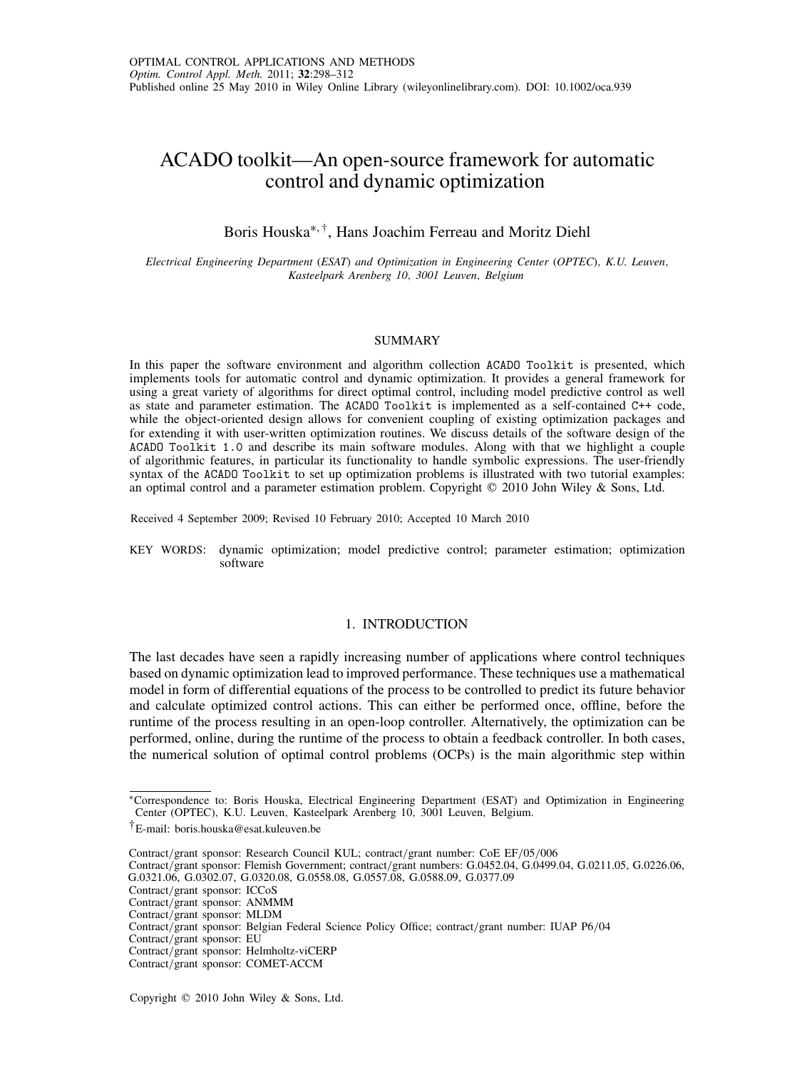# ACADO toolkit—An open-source framework for automatic control and dynamic optimization

Boris Houska[*,†], Hans Joachim Ferreau and Moritz Diehl

*Electrical Engineering Department (ESAT) and Optimization in Engineering Center (OPTEC), K.U. Leuven, Kasteelpark Arenberg 10, 3001 Leuven, Belgium*

## SUMMARY

In this paper the software environment and algorithm collection ACADO Toolkit is presented, which implements tools for automatic control and dynamic optimization. It provides a general framework for using a great variety of algorithms for direct optimal control, including model predictive control as well as state and parameter estimation. The ACADO Toolkit is implemented as a self-contained C++ code, while the object-oriented design allows for convenient coupling of existing optimization packages and for extending it with user-written optimization routines. We discuss details of the software design of the ACADO Toolkit 1.0 and describe its main software modules. Along with that we highlight a couple of algorithmic features, in particular its functionality to handle symbolic expressions. The user-friendly syntax of the ACADO Toolkit to set up optimization problems is illustrated with two tutorial examples: an optimal control and a parameter estimation problem. Copyright © 2010 John Wiley & Sons, Ltd.

Received 4 September 2009; Revised 10 February 2010; Accepted 10 March 2010

KEY WORDS: dynamic optimization; model predictive control; parameter estimation; optimization software

## 1. INTRODUCTION

The last decades have seen a rapidly increasing number of applications where control techniques based on dynamic optimization lead to improved performance. These techniques use a mathematical model in form of differential equations of the process to be controlled to predict its future behavior and calculate optimized control actions. This can either be performed once, offline, before the runtime of the process resulting in an open-loop controller. Alternatively, the optimization can be performed, online, during the runtime of the process to obtain a feedback controller. In both cases, the numerical solution of optimal control problems (OCPs) is the main algorithmic step within

---

[*]Correspondence to: Boris Houska, Electrical Engineering Department (ESAT) and Optimization in Engineering Center (OPTEC), K.U. Leuven, Kasteelpark Arenberg 10, 3001 Leuven, Belgium.

[†]E-mail: boris.houska@esat.kuleuven.be

Contract/grant sponsor: Research Council KUL; contract/grant number: CoE EF/05/006
Contract/grant sponsor: Flemish Government; contract/grant numbers: G.0452.04, G.0499.04, G.0211.05, G.0226.06, G.0321.06, G.0302.07, G.0320.08, G.0558.08, G.0557.08, G.0588.09, G.0377.09
Contract/grant sponsor: ICCoS
Contract/grant sponsor: ANMMM
Contract/grant sponsor: MLDM
Contract/grant sponsor: Belgian Federal Science Policy Office; contract/grant number: IUAP P6/04
Contract/grant sponsor: EU
Contract/grant sponsor: Helmholtz-viCERP
Contract/grant sponsor: COMET-ACCM

Copyright © 2010 John Wiley & Sons, Ltd.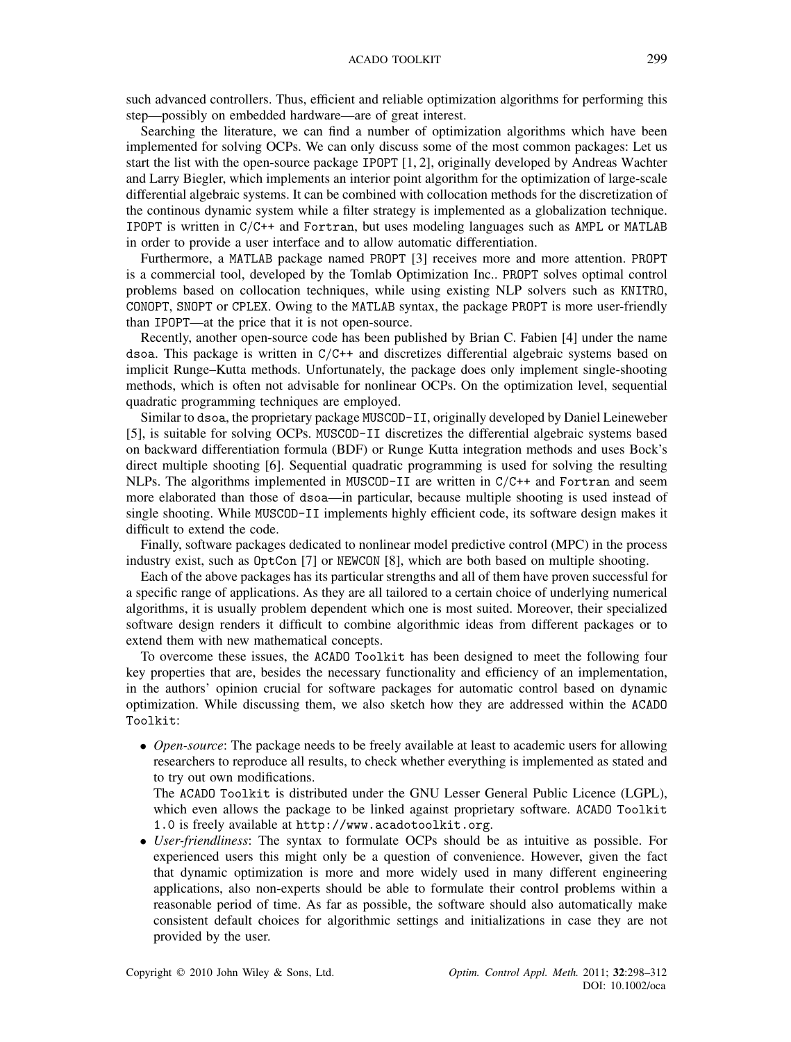such advanced controllers. Thus, efficient and reliable optimization algorithms for performing this step—possibly on embedded hardware—are of great interest.

Searching the literature, we can find a number of optimization algorithms which have been implemented for solving OCPs. We can only discuss some of the most common packages: Let us start the list with the open-source package IPOPT [1, 2], originally developed by Andreas Wachter and Larry Biegler, which implements an interior point algorithm for the optimization of large-scale differential algebraic systems. It can be combined with collocation methods for the discretization of the continous dynamic system while a filter strategy is implemented as a globalization technique. IPOPT is written in C/C++ and Fortran, but uses modeling languages such as AMPL or MATLAB in order to provide a user interface and to allow automatic differentiation.

Furthermore, a MATLAB package named PROPT [3] receives more and more attention. PROPT is a commercial tool, developed by the Tomlab Optimization Inc.. PROPT solves optimal control problems based on collocation techniques, while using existing NLP solvers such as KNITRO, CONOPT, SNOPT or CPLEX. Owing to the MATLAB syntax, the package PROPT is more user-friendly than IPOPT—at the price that it is not open-source.

Recently, another open-source code has been published by Brian C. Fabien [4] under the name dsoa. This package is written in C/C++ and discretizes differential algebraic systems based on implicit Runge–Kutta methods. Unfortunately, the package does only implement single-shooting methods, which is often not advisable for nonlinear OCPs. On the optimization level, sequential quadratic programming techniques are employed.

Similar to dsoa, the proprietary package MUSCOD-II, originally developed by Daniel Leineweber [5], is suitable for solving OCPs. MUSCOD-II discretizes the differential algebraic systems based on backward differentiation formula (BDF) or Runge Kutta integration methods and uses Bock's direct multiple shooting [6]. Sequential quadratic programming is used for solving the resulting NLPs. The algorithms implemented in MUSCOD-II are written in C/C++ and Fortran and seem more elaborated than those of dsoa—in particular, because multiple shooting is used instead of single shooting. While MUSCOD-II implements highly efficient code, its software design makes it difficult to extend the code.

Finally, software packages dedicated to nonlinear model predictive control (MPC) in the process industry exist, such as OptCon [7] or NEWCON [8], which are both based on multiple shooting.

Each of the above packages has its particular strengths and all of them have proven successful for a specific range of applications. As they are all tailored to a certain choice of underlying numerical algorithms, it is usually problem dependent which one is most suited. Moreover, their specialized software design renders it difficult to combine algorithmic ideas from different packages or to extend them with new mathematical concepts.

To overcome these issues, the ACADO Toolkit has been designed to meet the following four key properties that are, besides the necessary functionality and efficiency of an implementation, in the authors' opinion crucial for software packages for automatic control based on dynamic optimization. While discussing them, we also sketch how they are addressed within the ACADO Toolkit:

- *Open-source*: The package needs to be freely available at least to academic users for allowing researchers to reproduce all results, to check whether everything is implemented as stated and to try out own modifications.
  The ACADO Toolkit is distributed under the GNU Lesser General Public Licence (LGPL), which even allows the package to be linked against proprietary software. ACADO Toolkit 1.0 is freely available at http://www.acadotoolkit.org.
- *User-friendliness*: The syntax to formulate OCPs should be as intuitive as possible. For experienced users this might only be a question of convenience. However, given the fact that dynamic optimization is more and more widely used in many different engineering applications, also non-experts should be able to formulate their control problems within a reasonable period of time. As far as possible, the software should also automatically make consistent default choices for algorithmic settings and initializations in case they are not provided by the user.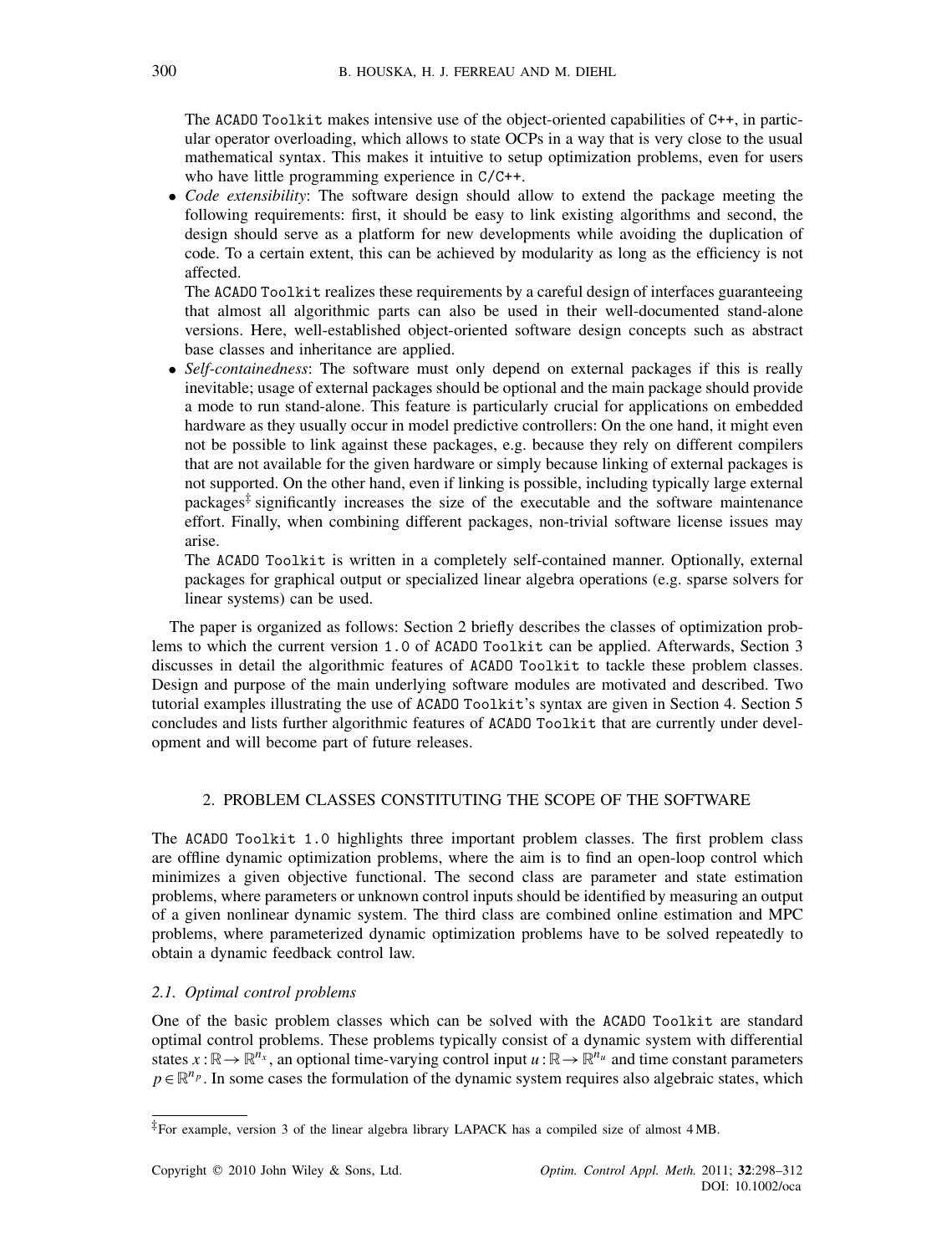The ACADO Toolkit makes intensive use of the object-oriented capabilities of C++, in particular operator overloading, which allows to state OCPs in a way that is very close to the usual mathematical syntax. This makes it intuitive to setup optimization problems, even for users who have little programming experience in C/C++.

- *Code extensibility*: The software design should allow to extend the package meeting the following requirements: first, it should be easy to link existing algorithms and second, the design should serve as a platform for new developments while avoiding the duplication of code. To a certain extent, this can be achieved by modularity as long as the efficiency is not affected.

  The ACADO Toolkit realizes these requirements by a careful design of interfaces guaranteeing that almost all algorithmic parts can also be used in their well-documented stand-alone versions. Here, well-established object-oriented software design concepts such as abstract base classes and inheritance are applied.
- *Self-containedness*: The software must only depend on external packages if this is really inevitable; usage of external packages should be optional and the main package should provide a mode to run stand-alone. This feature is particularly crucial for applications on embedded hardware as they usually occur in model predictive controllers: On the one hand, it might even not be possible to link against these packages, e.g. because they rely on different compilers that are not available for the given hardware or simply because linking of external packages is not supported. On the other hand, even if linking is possible, including typically large external packages[‡] significantly increases the size of the executable and the software maintenance effort. Finally, when combining different packages, non-trivial software license issues may arise.

  The ACADO Toolkit is written in a completely self-contained manner. Optionally, external packages for graphical output or specialized linear algebra operations (e.g. sparse solvers for linear systems) can be used.

The paper is organized as follows: Section 2 briefly describes the classes of optimization problems to which the current version 1.0 of ACADO Toolkit can be applied. Afterwards, Section 3 discusses in detail the algorithmic features of ACADO Toolkit to tackle these problem classes. Design and purpose of the main underlying software modules are motivated and described. Two tutorial examples illustrating the use of ACADO Toolkit's syntax are given in Section 4. Section 5 concludes and lists further algorithmic features of ACADO Toolkit that are currently under development and will become part of future releases.

## 2. PROBLEM CLASSES CONSTITUTING THE SCOPE OF THE SOFTWARE

The ACADO Toolkit 1.0 highlights three important problem classes. The first problem class are offline dynamic optimization problems, where the aim is to find an open-loop control which minimizes a given objective functional. The second class are parameter and state estimation problems, where parameters or unknown control inputs should be identified by measuring an output of a given nonlinear dynamic system. The third class are combined online estimation and MPC problems, where parameterized dynamic optimization problems have to be solved repeatedly to obtain a dynamic feedback control law.

### 2.1. Optimal control problems

One of the basic problem classes which can be solved with the ACADO Toolkit are standard optimal control problems. These problems typically consist of a dynamic system with differential states $x:\mathbb{R}\rightarrow\mathbb{R}^{n_x}$, an optional time-varying control input $u:\mathbb{R}\rightarrow\mathbb{R}^{n_u}$ and time constant parameters $p\in\mathbb{R}^{n_p}$. In some cases the formulation of the dynamic system requires also algebraic states, which

[‡]For example, version 3 of the linear algebra library LAPACK has a compiled size of almost 4 MB.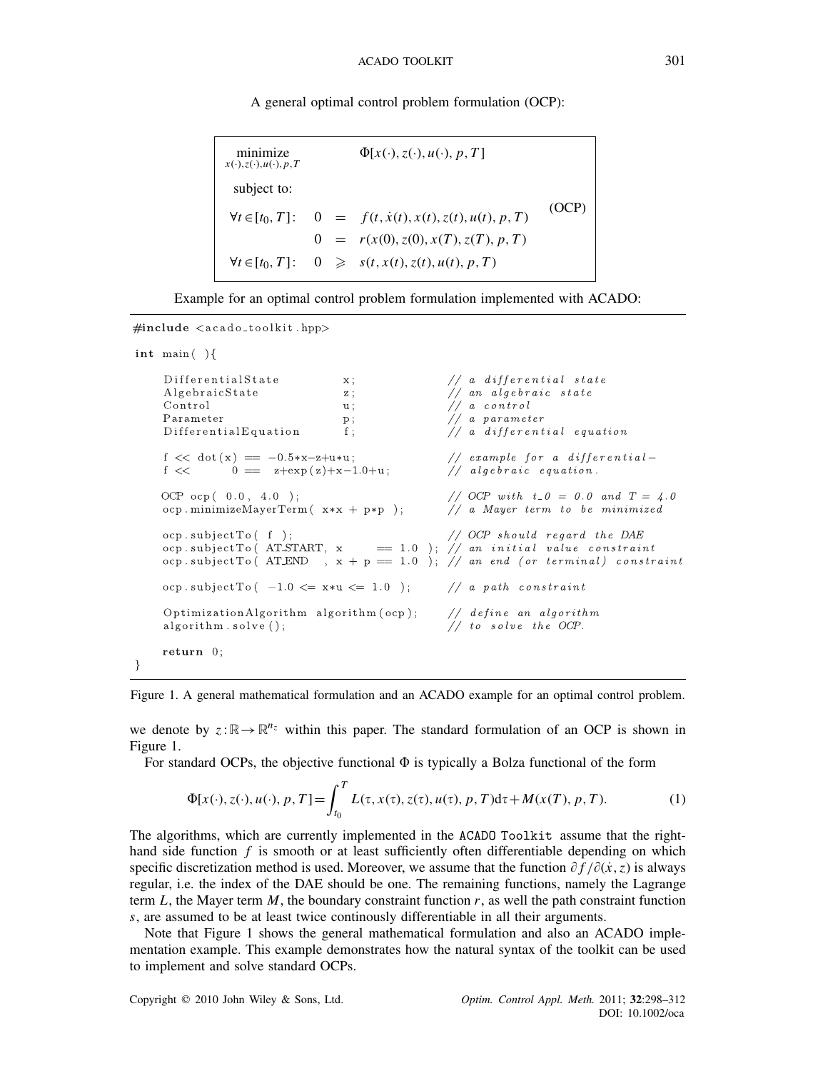A general optimal control problem formulation (OCP):

$$
\begin{array}{lrcl}
\underset{x(\cdot),z(\cdot),u(\cdot),p,T}{\text{minimize}} & & & \Phi[x(\cdot),z(\cdot),u(\cdot),p,T] \\
\text{subject to:} & & & \\
\forall t\in[t_0,T]: & 0 & = & f(t,\dot{x}(t),x(t),z(t),u(t),p,T) \\
 & 0 & = & r(x(0),z(0),x(T),z(T),p,T) \\
\forall t\in[t_0,T]: & 0 & \geqslant & s(t,x(t),z(t),u(t),p,T)
\end{array}
\qquad \text{(OCP)}
$$

Example for an optimal control problem formulation implemented with ACADO:

```
#include <acado_toolkit.hpp>

int main( ){

    DifferentialState        x;          // a differential state
    AlgebraicState           z;          // an algebraic state
    Control                  u;          // a control
    Parameter                p;          // a parameter
    DifferentialEquation     f;          // a differential equation

    f << dot(x) == -0.5*x-z+u*u;         // example for a differential-
    f <<      0 ==  z+exp(z)+x-1.0+u;    // algebraic equation.

    OCP ocp( 0.0, 4.0 );                 // OCP with t_0 = 0.0 and T = 4.0
    ocp.minimizeMayerTerm( x*x + p*p );  // a Mayer term to be minimized

    ocp.subjectTo( f );                       // OCP should regard the DAE
    ocp.subjectTo( AT_START, x     == 1.0 );  // an initial value constraint
    ocp.subjectTo( AT_END  , x + p == 1.0 );  // an end (or terminal) constraint

    ocp.subjectTo( -1.0 <= x*u <= 1.0 );      // a path constraint

    OptimizationAlgorithm algorithm(ocp);     // define an algorithm
    algorithm.solve();                        // to solve the OCP.

    return 0;
}
```

Figure 1. A general mathematical formulation and an ACADO example for an optimal control problem.

we denote by $z:\mathbb{R}\to\mathbb{R}^{n_z}$ within this paper. The standard formulation of an OCP is shown in Figure 1.

For standard OCPs, the objective functional $\Phi$ is typically a Bolza functional of the form

$$
\Phi[x(\cdot),z(\cdot),u(\cdot),p,T]=\int_{t_0}^{T} L(\tau,x(\tau),z(\tau),u(\tau),p,T)\mathrm{d}\tau+M(x(T),p,T). \tag{1}
$$

The algorithms, which are currently implemented in the `ACADO Toolkit` assume that the right-hand side function $f$ is smooth or at least sufficiently often differentiable depending on which specific discretization method is used. Moreover, we assume that the function $\partial f/\partial(\dot{x},z)$ is always regular, i.e. the index of the DAE should be one. The remaining functions, namely the Lagrange term $L$, the Mayer term $M$, the boundary constraint function $r$, as well the path constraint function $s$, are assumed to be at least twice continously differentiable in all their arguments.

Note that Figure 1 shows the general mathematical formulation and also an ACADO implementation example. This example demonstrates how the natural syntax of the toolkit can be used to implement and solve standard OCPs.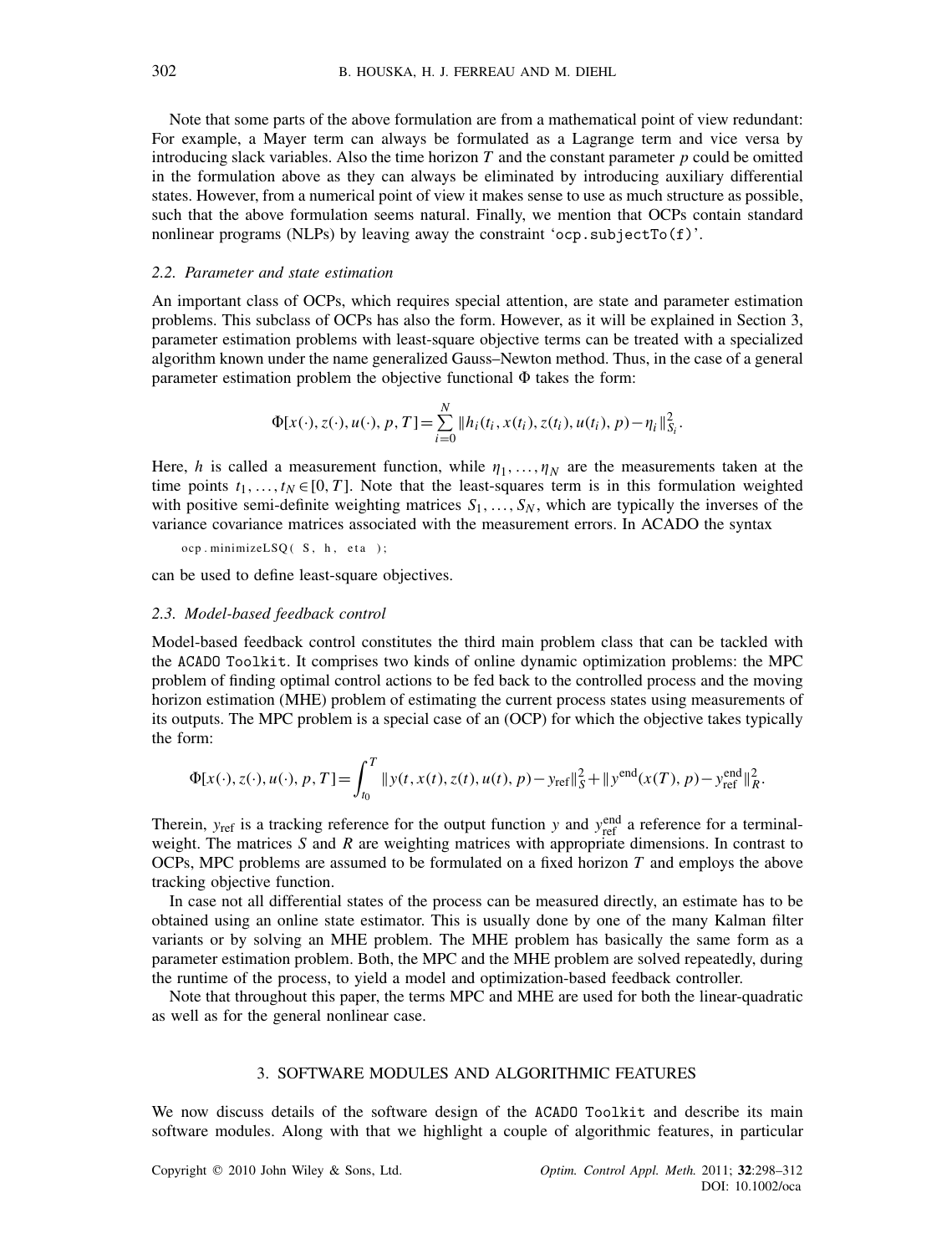Note that some parts of the above formulation are from a mathematical point of view redundant: For example, a Mayer term can always be formulated as a Lagrange term and vice versa by introducing slack variables. Also the time horizon $T$ and the constant parameter $p$ could be omitted in the formulation above as they can always be eliminated by introducing auxiliary differential states. However, from a numerical point of view it makes sense to use as much structure as possible, such that the above formulation seems natural. Finally, we mention that OCPs contain standard nonlinear programs (NLPs) by leaving away the constraint 'ocp.subjectTo(f)'.

### 2.2. Parameter and state estimation

An important class of OCPs, which requires special attention, are state and parameter estimation problems. This subclass of OCPs has also the form. However, as it will be explained in Section 3, parameter estimation problems with least-square objective terms can be treated with a specialized algorithm known under the name generalized Gauss–Newton method. Thus, in the case of a general parameter estimation problem the objective functional $\Phi$ takes the form:

$$\Phi[x(\cdot), z(\cdot), u(\cdot), p, T] = \sum_{i=0}^{N} \|h_i(t_i, x(t_i), z(t_i), u(t_i), p) - \eta_i\|_{S_i}^2.$$

Here, $h$ is called a measurement function, while $\eta_1, \ldots, \eta_N$ are the measurements taken at the time points $t_1, \ldots, t_N \in [0, T]$. Note that the least-squares term is in this formulation weighted with positive semi-definite weighting matrices $S_1, \ldots, S_N$, which are typically the inverses of the variance covariance matrices associated with the measurement errors. In ACADO the syntax

```
ocp.minimizeLSQ( S, h, eta );
```

can be used to define least-square objectives.

### 2.3. Model-based feedback control

Model-based feedback control constitutes the third main problem class that can be tackled with the ACADO Toolkit. It comprises two kinds of online dynamic optimization problems: the MPC problem of finding optimal control actions to be fed back to the controlled process and the moving horizon estimation (MHE) problem of estimating the current process states using measurements of its outputs. The MPC problem is a special case of an (OCP) for which the objective takes typically the form:

$$\Phi[x(\cdot), z(\cdot), u(\cdot), p, T] = \int_{t_0}^{T} \|y(t, x(t), z(t), u(t), p) - y_{\text{ref}}\|_S^2 + \|y^{\text{end}}(x(T), p) - y_{\text{ref}}^{\text{end}}\|_R^2.$$

Therein, $y_{\text{ref}}$ is a tracking reference for the output function $y$ and $y_{\text{ref}}^{\text{end}}$ a reference for a terminal-weight. The matrices $S$ and $R$ are weighting matrices with appropriate dimensions. In contrast to OCPs, MPC problems are assumed to be formulated on a fixed horizon $T$ and employs the above tracking objective function.

In case not all differential states of the process can be measured directly, an estimate has to be obtained using an online state estimator. This is usually done by one of the many Kalman filter variants or by solving an MHE problem. The MHE problem has basically the same form as a parameter estimation problem. Both, the MPC and the MHE problem are solved repeatedly, during the runtime of the process, to yield a model and optimization-based feedback controller.

Note that throughout this paper, the terms MPC and MHE are used for both the linear-quadratic as well as for the general nonlinear case.

## 3. SOFTWARE MODULES AND ALGORITHMIC FEATURES

We now discuss details of the software design of the ACADO Toolkit and describe its main software modules. Along with that we highlight a couple of algorithmic features, in particular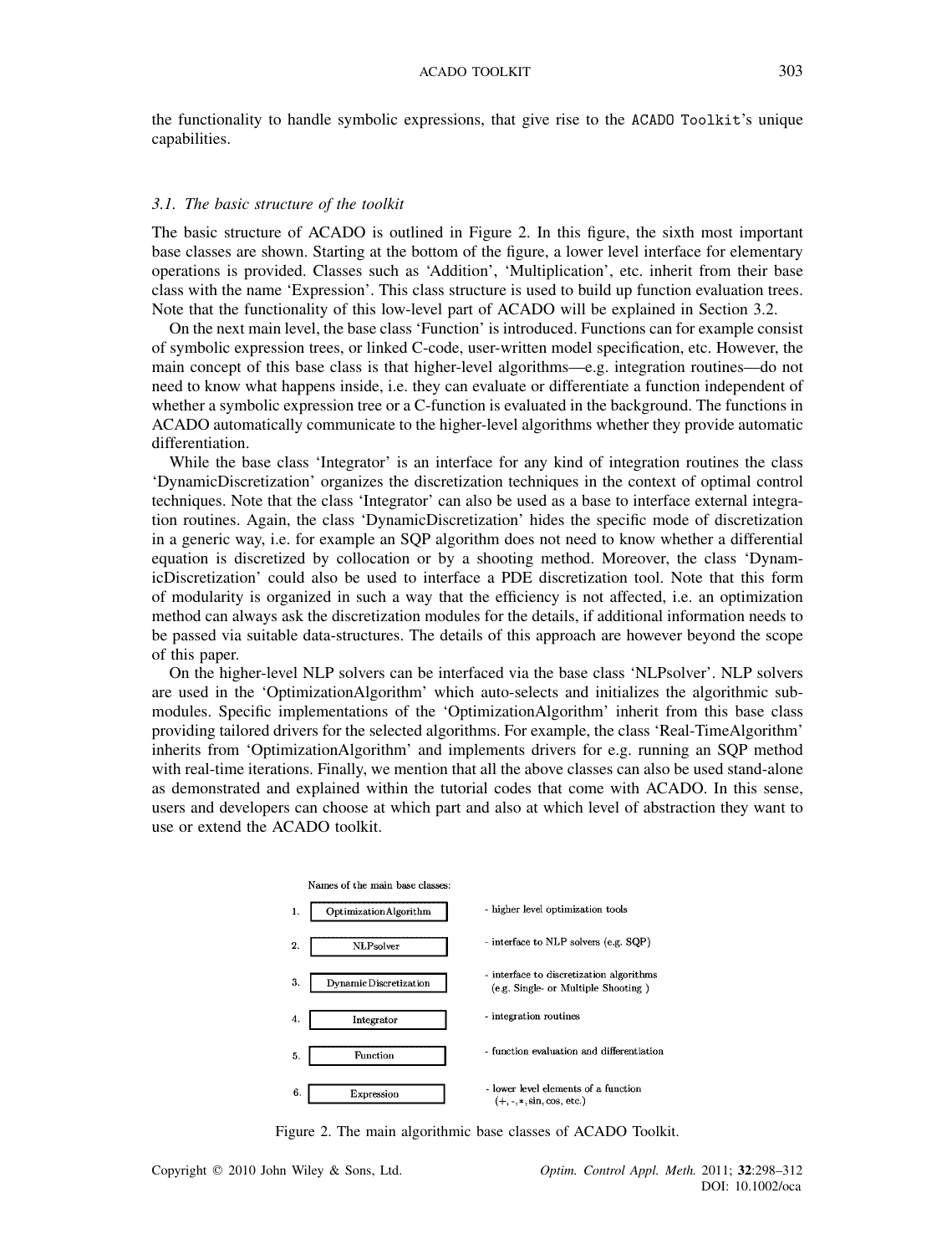the functionality to handle symbolic expressions, that give rise to the ACADO Toolkit's unique capabilities.

### 3.1. The basic structure of the toolkit

The basic structure of ACADO is outlined in Figure 2. In this figure, the sixth most important base classes are shown. Starting at the bottom of the figure, a lower level interface for elementary operations is provided. Classes such as 'Addition', 'Multiplication', etc. inherit from their base class with the name 'Expression'. This class structure is used to build up function evaluation trees. Note that the functionality of this low-level part of ACADO will be explained in Section 3.2.

On the next main level, the base class 'Function' is introduced. Functions can for example consist of symbolic expression trees, or linked C-code, user-written model specification, etc. However, the main concept of this base class is that higher-level algorithms—e.g. integration routines—do not need to know what happens inside, i.e. they can evaluate or differentiate a function independent of whether a symbolic expression tree or a C-function is evaluated in the background. The functions in ACADO automatically communicate to the higher-level algorithms whether they provide automatic differentiation.

While the base class 'Integrator' is an interface for any kind of integration routines the class 'DynamicDiscretization' organizes the discretization techniques in the context of optimal control techniques. Note that the class 'Integrator' can also be used as a base to interface external integration routines. Again, the class 'DynamicDiscretization' hides the specific mode of discretization in a generic way, i.e. for example an SQP algorithm does not need to know whether a differential equation is discretized by collocation or by a shooting method. Moreover, the class 'DynamicDiscretization' could also be used to interface a PDE discretization tool. Note that this form of modularity is organized in such a way that the efficiency is not affected, i.e. an optimization method can always ask the discretization modules for the details, if additional information needs to be passed via suitable data-structures. The details of this approach are however beyond the scope of this paper.

On the higher-level NLP solvers can be interfaced via the base class 'NLPsolver'. NLP solvers are used in the 'OptimizationAlgorithm' which auto-selects and initializes the algorithmic submodules. Specific implementations of the 'OptimizationAlgorithm' inherit from this base class providing tailored drivers for the selected algorithms. For example, the class 'Real-TimeAlgorithm' inherits from 'OptimizationAlgorithm' and implements drivers for e.g. running an SQP method with real-time iterations. Finally, we mention that all the above classes can also be used stand-alone as demonstrated and explained within the tutorial codes that come with ACADO. In this sense, users and developers can choose at which part and also at which level of abstraction they want to use or extend the ACADO toolkit.

Names of the main base classes:

| | Class | Description |
|---|---|---|
| 1. | OptimizationAlgorithm | - higher level optimization tools |
| 2. | NLPsolver | - interface to NLP solvers (e.g. SQP) |
| 3. | DynamicDiscretization | - interface to discretization algorithms (e.g. Single- or Multiple Shooting ) |
| 4. | Integrator | - integration routines |
| 5. | Function | - function evaluation and differentiation |
| 6. | Expression | - lower level elements of a function (+, -, *, sin, cos, etc.) |

Figure 2. The main algorithmic base classes of ACADO Toolkit.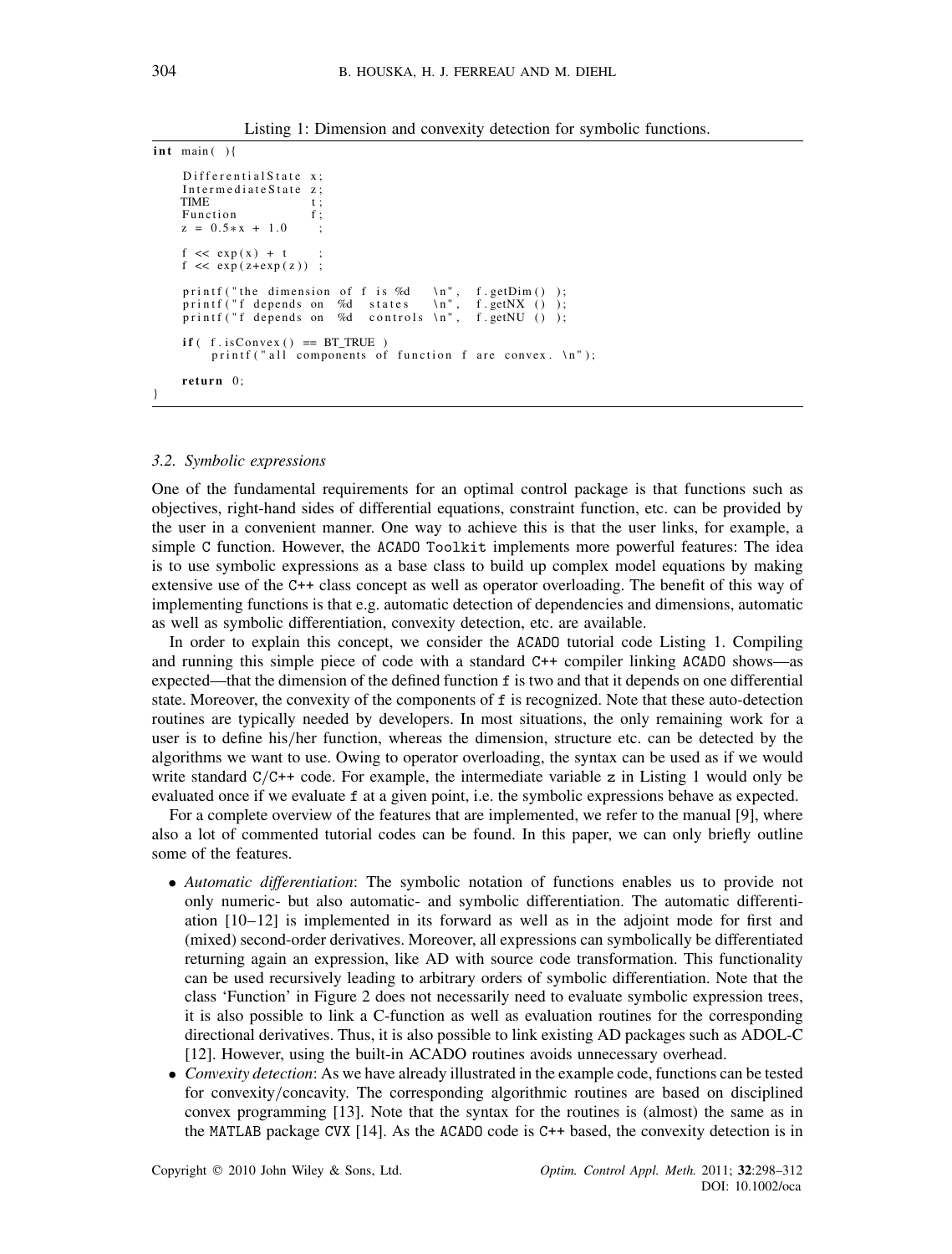Listing 1: Dimension and convexity detection for symbolic functions.

```
int main( ){

    DifferentialState x;
    IntermediateState z;
    TIME              t;
    Function          f;
    z = 0.5*x + 1.0     ;

    f << exp(x) + t     ;
    f << exp(z+exp(z))  ;

    printf("the dimension of f is %d   \n",  f.getDim() );
    printf("f depends on  %d  states   \n",  f.getNX () );
    printf("f depends on  %d  controls \n",  f.getNU () );

    if( f.isConvex() == BT_TRUE )
        printf("all components of function f are convex. \n");

    return 0;
}
```

### 3.2. Symbolic expressions

One of the fundamental requirements for an optimal control package is that functions such as objectives, right-hand sides of differential equations, constraint function, etc. can be provided by the user in a convenient manner. One way to achieve this is that the user links, for example, a simple C function. However, the ACADO Toolkit implements more powerful features: The idea is to use symbolic expressions as a base class to build up complex model equations by making extensive use of the C++ class concept as well as operator overloading. The benefit of this way of implementing functions is that e.g. automatic detection of dependencies and dimensions, automatic as well as symbolic differentiation, convexity detection, etc. are available.

In order to explain this concept, we consider the ACADO tutorial code Listing 1. Compiling and running this simple piece of code with a standard C++ compiler linking ACADO shows—as expected—that the dimension of the defined function f is two and that it depends on one differential state. Moreover, the convexity of the components of f is recognized. Note that these auto-detection routines are typically needed by developers. In most situations, the only remaining work for a user is to define his/her function, whereas the dimension, structure etc. can be detected by the algorithms we want to use. Owing to operator overloading, the syntax can be used as if we would write standard C/C++ code. For example, the intermediate variable z in Listing 1 would only be evaluated once if we evaluate f at a given point, i.e. the symbolic expressions behave as expected.

For a complete overview of the features that are implemented, we refer to the manual [9], where also a lot of commented tutorial codes can be found. In this paper, we can only briefly outline some of the features.

- *Automatic differentiation*: The symbolic notation of functions enables us to provide not only numeric- but also automatic- and symbolic differentiation. The automatic differentiation [10–12] is implemented in its forward as well as in the adjoint mode for first and (mixed) second-order derivatives. Moreover, all expressions can symbolically be differentiated returning again an expression, like AD with source code transformation. This functionality can be used recursively leading to arbitrary orders of symbolic differentiation. Note that the class 'Function' in Figure 2 does not necessarily need to evaluate symbolic expression trees, it is also possible to link a C-function as well as evaluation routines for the corresponding directional derivatives. Thus, it is also possible to link existing AD packages such as ADOL-C [12]. However, using the built-in ACADO routines avoids unnecessary overhead.
- *Convexity detection*: As we have already illustrated in the example code, functions can be tested for convexity/concavity. The corresponding algorithmic routines are based on disciplined convex programming [13]. Note that the syntax for the routines is (almost) the same as in the MATLAB package CVX [14]. As the ACADO code is C++ based, the convexity detection is in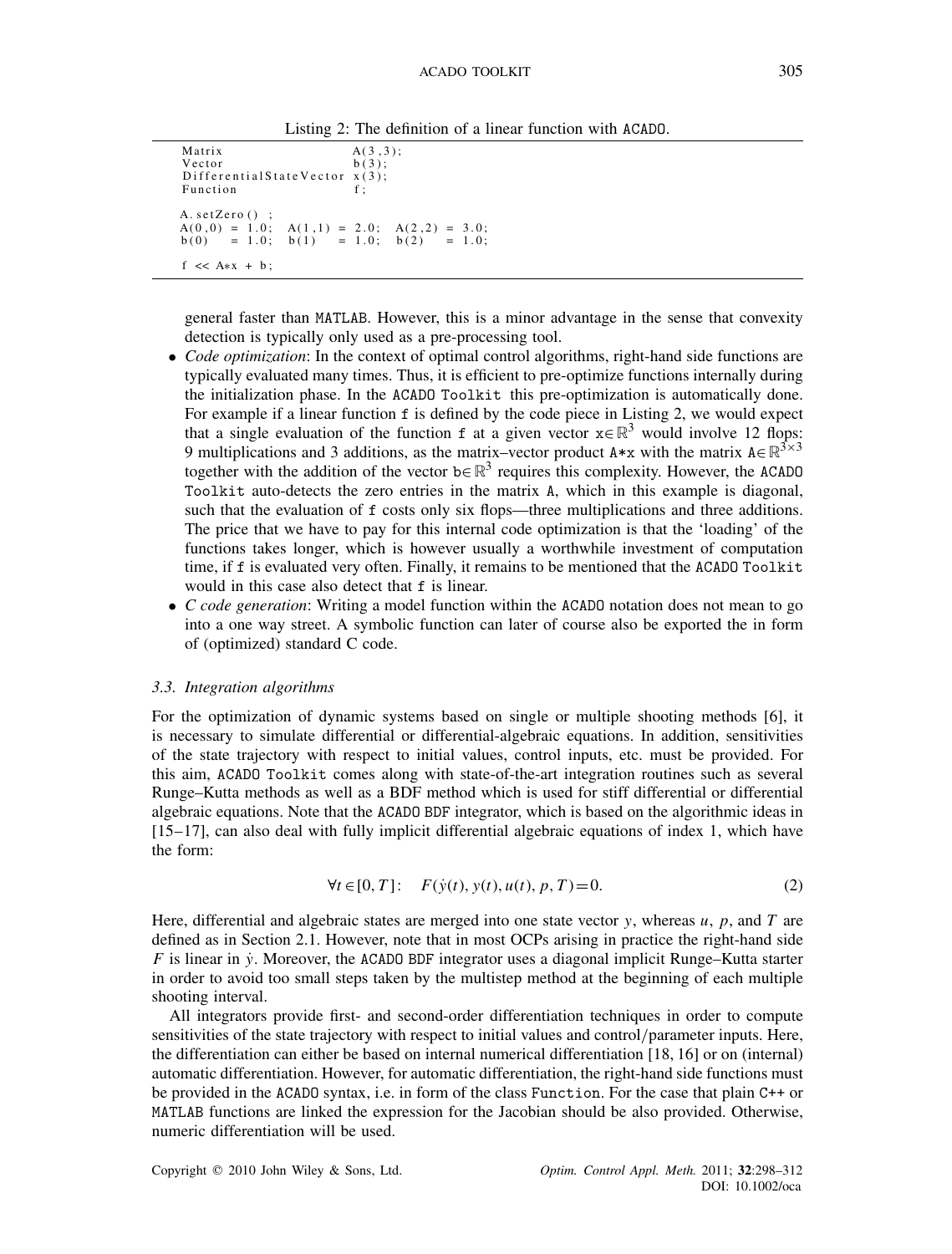Listing 2: The definition of a linear function with ACADO.

```
Matrix                   A(3,3);
Vector                   b(3);
DifferentialStateVector  x(3);
Function                 f;

A.setZero() ;
A(0,0) = 1.0;  A(1,1) = 2.0;  A(2,2) = 3.0;
b(0)   = 1.0;  b(1)   = 1.0;  b(2)   = 1.0;

f << A*x + b;
```

general faster than MATLAB. However, this is a minor advantage in the sense that convexity detection is typically only used as a pre-processing tool.

- *Code optimization*: In the context of optimal control algorithms, right-hand side functions are typically evaluated many times. Thus, it is efficient to pre-optimize functions internally during the initialization phase. In the ACADO Toolkit this pre-optimization is automatically done. For example if a linear function f is defined by the code piece in Listing 2, we would expect that a single evaluation of the function f at a given vector $x \in \mathbb{R}^3$ would involve 12 flops: 9 multiplications and 3 additions, as the matrix–vector product A*x with the matrix $A \in \mathbb{R}^{3\times 3}$ together with the addition of the vector $b \in \mathbb{R}^3$ requires this complexity. However, the ACADO Toolkit auto-detects the zero entries in the matrix A, which in this example is diagonal, such that the evaluation of f costs only six flops—three multiplications and three additions. The price that we have to pay for this internal code optimization is that the 'loading' of the functions takes longer, which is however usually a worthwhile investment of computation time, if f is evaluated very often. Finally, it remains to be mentioned that the ACADO Toolkit would in this case also detect that f is linear.
- *C code generation*: Writing a model function within the ACADO notation does not mean to go into a one way street. A symbolic function can later of course also be exported the in form of (optimized) standard C code.

### 3.3. Integration algorithms

For the optimization of dynamic systems based on single or multiple shooting methods [6], it is necessary to simulate differential or differential-algebraic equations. In addition, sensitivities of the state trajectory with respect to initial values, control inputs, etc. must be provided. For this aim, ACADO Toolkit comes along with state-of-the-art integration routines such as several Runge–Kutta methods as well as a BDF method which is used for stiff differential or differential algebraic equations. Note that the ACADO BDF integrator, which is based on the algorithmic ideas in [15–17], can also deal with fully implicit differential algebraic equations of index 1, which have the form:

$$\forall t \in [0, T]: \quad F(\dot{y}(t), y(t), u(t), p, T) = 0. \tag{2}$$

Here, differential and algebraic states are merged into one state vector $y$, whereas $u$, $p$, and $T$ are defined as in Section 2.1. However, note that in most OCPs arising in practice the right-hand side $F$ is linear in $\dot{y}$. Moreover, the ACADO BDF integrator uses a diagonal implicit Runge–Kutta starter in order to avoid too small steps taken by the multistep method at the beginning of each multiple shooting interval.

All integrators provide first- and second-order differentiation techniques in order to compute sensitivities of the state trajectory with respect to initial values and control/parameter inputs. Here, the differentiation can either be based on internal numerical differentiation [18, 16] or on (internal) automatic differentiation. However, for automatic differentiation, the right-hand side functions must be provided in the ACADO syntax, i.e. in form of the class Function. For the case that plain C++ or MATLAB functions are linked the expression for the Jacobian should be also provided. Otherwise, numeric differentiation will be used.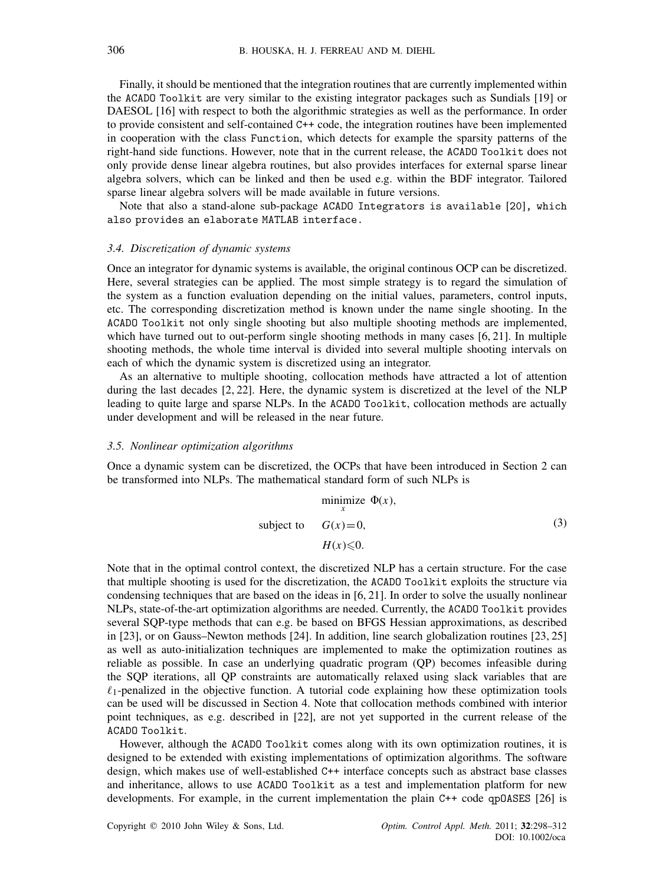Finally, it should be mentioned that the integration routines that are currently implemented within the ACADO Toolkit are very similar to the existing integrator packages such as Sundials [19] or DAESOL [16] with respect to both the algorithmic strategies as well as the performance. In order to provide consistent and self-contained C++ code, the integration routines have been implemented in cooperation with the class Function, which detects for example the sparsity patterns of the right-hand side functions. However, note that in the current release, the ACADO Toolkit does not only provide dense linear algebra routines, but also provides interfaces for external sparse linear algebra solvers, which can be linked and then be used e.g. within the BDF integrator. Tailored sparse linear algebra solvers will be made available in future versions.

Note that also a stand-alone sub-package ACADO Integrators is available [20], which also provides an elaborate MATLAB interface.

### 3.4. Discretization of dynamic systems

Once an integrator for dynamic systems is available, the original continous OCP can be discretized. Here, several strategies can be applied. The most simple strategy is to regard the simulation of the system as a function evaluation depending on the initial values, parameters, control inputs, etc. The corresponding discretization method is known under the name single shooting. In the ACADO Toolkit not only single shooting but also multiple shooting methods are implemented, which have turned out to out-perform single shooting methods in many cases [6, 21]. In multiple shooting methods, the whole time interval is divided into several multiple shooting intervals on each of which the dynamic system is discretized using an integrator.

As an alternative to multiple shooting, collocation methods have attracted a lot of attention during the last decades [2, 22]. Here, the dynamic system is discretized at the level of the NLP leading to quite large and sparse NLPs. In the ACADO Toolkit, collocation methods are actually under development and will be released in the near future.

### 3.5. Nonlinear optimization algorithms

Once a dynamic system can be discretized, the OCPs that have been introduced in Section 2 can be transformed into NLPs. The mathematical standard form of such NLPs is

$$\begin{aligned} & \underset{x}{\text{minimize}} \ \Phi(x), \\ \text{subject to} \quad & G(x) = 0, \\ & H(x) \leqslant 0. \end{aligned} \tag{3}$$

Note that in the optimal control context, the discretized NLP has a certain structure. For the case that multiple shooting is used for the discretization, the ACADO Toolkit exploits the structure via condensing techniques that are based on the ideas in [6, 21]. In order to solve the usually nonlinear NLPs, state-of-the-art optimization algorithms are needed. Currently, the ACADO Toolkit provides several SQP-type methods that can e.g. be based on BFGS Hessian approximations, as described in [23], or on Gauss–Newton methods [24]. In addition, line search globalization routines [23, 25] as well as auto-initialization techniques are implemented to make the optimization routines as reliable as possible. In case an underlying quadratic program (QP) becomes infeasible during the SQP iterations, all QP constraints are automatically relaxed using slack variables that are $\ell_1$-penalized in the objective function. A tutorial code explaining how these optimization tools can be used will be discussed in Section 4. Note that collocation methods combined with interior point techniques, as e.g. described in [22], are not yet supported in the current release of the ACADO Toolkit.

However, although the ACADO Toolkit comes along with its own optimization routines, it is designed to be extended with existing implementations of optimization algorithms. The software design, which makes use of well-established C++ interface concepts such as abstract base classes and inheritance, allows to use ACADO Toolkit as a test and implementation platform for new developments. For example, in the current implementation the plain C++ code qpOASES [26] is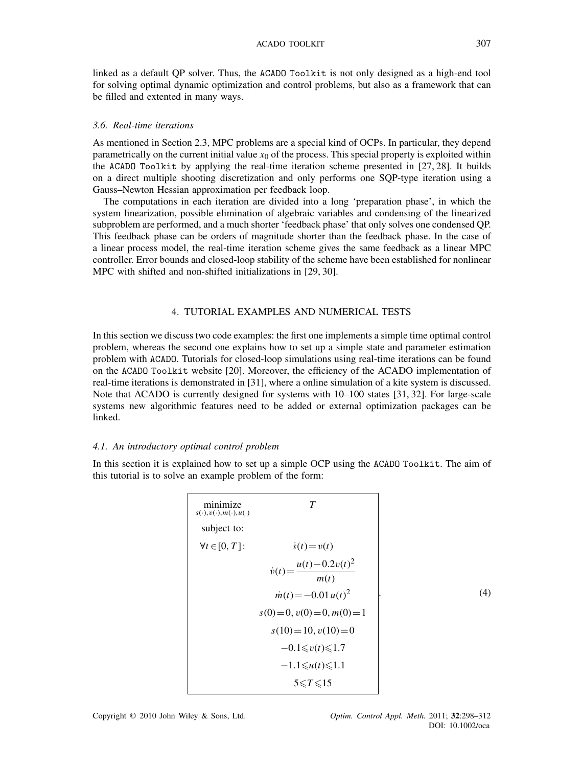linked as a default QP solver. Thus, the ACADO Toolkit is not only designed as a high-end tool for solving optimal dynamic optimization and control problems, but also as a framework that can be filled and extented in many ways.

### 3.6. Real-time iterations

As mentioned in Section 2.3, MPC problems are a special kind of OCPs. In particular, they depend parametrically on the current initial value $x_0$ of the process. This special property is exploited within the ACADO Toolkit by applying the real-time iteration scheme presented in [27, 28]. It builds on a direct multiple shooting discretization and only performs one SQP-type iteration using a Gauss–Newton Hessian approximation per feedback loop.

The computations in each iteration are divided into a long 'preparation phase', in which the system linearization, possible elimination of algebraic variables and condensing of the linearized subproblem are performed, and a much shorter 'feedback phase' that only solves one condensed QP. This feedback phase can be orders of magnitude shorter than the feedback phase. In the case of a linear process model, the real-time iteration scheme gives the same feedback as a linear MPC controller. Error bounds and closed-loop stability of the scheme have been established for nonlinear MPC with shifted and non-shifted initializations in [29, 30].

## 4. TUTORIAL EXAMPLES AND NUMERICAL TESTS

In this section we discuss two code examples: the first one implements a simple time optimal control problem, whereas the second one explains how to set up a simple state and parameter estimation problem with ACADO. Tutorials for closed-loop simulations using real-time iterations can be found on the ACADO Toolkit website [20]. Moreover, the efficiency of the ACADO implementation of real-time iterations is demonstrated in [31], where a online simulation of a kite system is discussed. Note that ACADO is currently designed for systems with 10–100 states [31, 32]. For large-scale systems new algorithmic features need to be added or external optimization packages can be linked.

### 4.1. An introductory optimal control problem

In this section it is explained how to set up a simple OCP using the ACADO Toolkit. The aim of this tutorial is to solve an example problem of the form:

$$
\begin{array}{|ll|}
\hline
\underset{s(\cdot),v(\cdot),m(\cdot),u(\cdot)}{\text{minimize}} & T \\
\text{subject to:} & \\
\forall t \in [0,T]: & \dot{s}(t) = v(t) \\
 & \dot{v}(t) = \dfrac{u(t) - 0.2v(t)^2}{m(t)} \\
 & \dot{m}(t) = -0.01\,u(t)^2 \\
 & s(0)=0,\, v(0)=0,\, m(0)=1 \\
 & s(10)=10,\, v(10)=0 \\
 & -0.1 \leqslant v(t) \leqslant 1.7 \\
 & -1.1 \leqslant u(t) \leqslant 1.1 \\
 & 5 \leqslant T \leqslant 15 \\
\hline
\end{array}
\qquad (4)
$$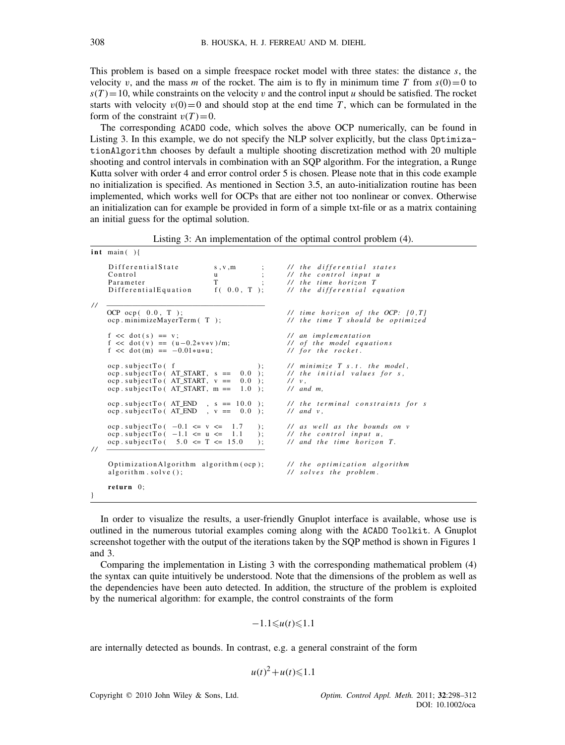This problem is based on a simple freespace rocket model with three states: the distance $s$, the velocity $v$, and the mass $m$ of the rocket. The aim is to fly in minimum time $T$ from $s(0)=0$ to $s(T)=10$, while constraints on the velocity $v$ and the control input $u$ should be satisfied. The rocket starts with velocity $v(0)=0$ and should stop at the end time $T$, which can be formulated in the form of the constraint $v(T)=0$.

The corresponding `ACADO` code, which solves the above OCP numerically, can be found in Listing 3. In this example, we do not specify the NLP solver explicitly, but the class `OptimizationAlgorithm` chooses by default a multiple shooting discretization method with 20 multiple shooting and control intervals in combination with an SQP algorithm. For the integration, a Runge Kutta solver with order 4 and error control order 5 is chosen. Please note that in this code example no initialization is specified. As mentioned in Section 3.5, an auto-initialization routine has been implemented, which works well for OCPs that are either not too nonlinear or convex. Otherwise an initialization can for example be provided in form of a simple txt-file or as a matrix containing an initial guess for the optimal solution.

Listing 3: An implementation of the optimal control problem (4).

```
int main( ){

    DifferentialState       s,v,m       ;    // the differential states
    Control                 u           ;    // the control input u
    Parameter               T           ;    // the time horizon T
    DifferentialEquation    f( 0.0, T );     // the differential equation

//  -------------------------------------
    OCP ocp( 0.0, T );                       // time horizon of the OCP: [0,T]
    ocp.minimizeMayerTerm( T );              // the time T should be optimized

    f << dot(s) == v;                        // an implementation
    f << dot(v) == (u-0.2*v*v)/m;            // of the model equations
    f << dot(m) == -0.01*u*u;                // for the rocket.

    ocp.subjectTo( f                  );     // minimize T s.t. the model,
    ocp.subjectTo( AT_START, s ==  0.0 );    // the initial values for s,
    ocp.subjectTo( AT_START, v ==  0.0 );    // v,
    ocp.subjectTo( AT_START, m ==  1.0 );    // and m,

    ocp.subjectTo( AT_END  , s == 10.0 );    // the terminal constraints for s
    ocp.subjectTo( AT_END  , v ==  0.0 );    // and v,

    ocp.subjectTo( -0.1 <= v <=  1.7   );    // as well as the bounds on v
    ocp.subjectTo( -1.1 <= u <=  1.1   );    // the control input u,
    ocp.subjectTo(  5.0 <= T <= 15.0   );    // and the time horizon T.
//  -------------------------------------

    OptimizationAlgorithm algorithm(ocp);    // the optimization algorithm
    algorithm.solve();                       // solves the problem.

    return 0;
}
```

In order to visualize the results, a user-friendly Gnuplot interface is available, whose use is outlined in the numerous tutorial examples coming along with the `ACADO Toolkit`. A Gnuplot screenshot together with the output of the iterations taken by the SQP method is shown in Figures 1 and 3.

Comparing the implementation in Listing 3 with the corresponding mathematical problem (4) the syntax can quite intuitively be understood. Note that the dimensions of the problem as well as the dependencies have been auto detected. In addition, the structure of the problem is exploited by the numerical algorithm: for example, the control constraints of the form

$$-1.1 \leqslant u(t) \leqslant 1.1$$

are internally detected as bounds. In contrast, e.g. a general constraint of the form

$$u(t)^2 + u(t) \leqslant 1.1$$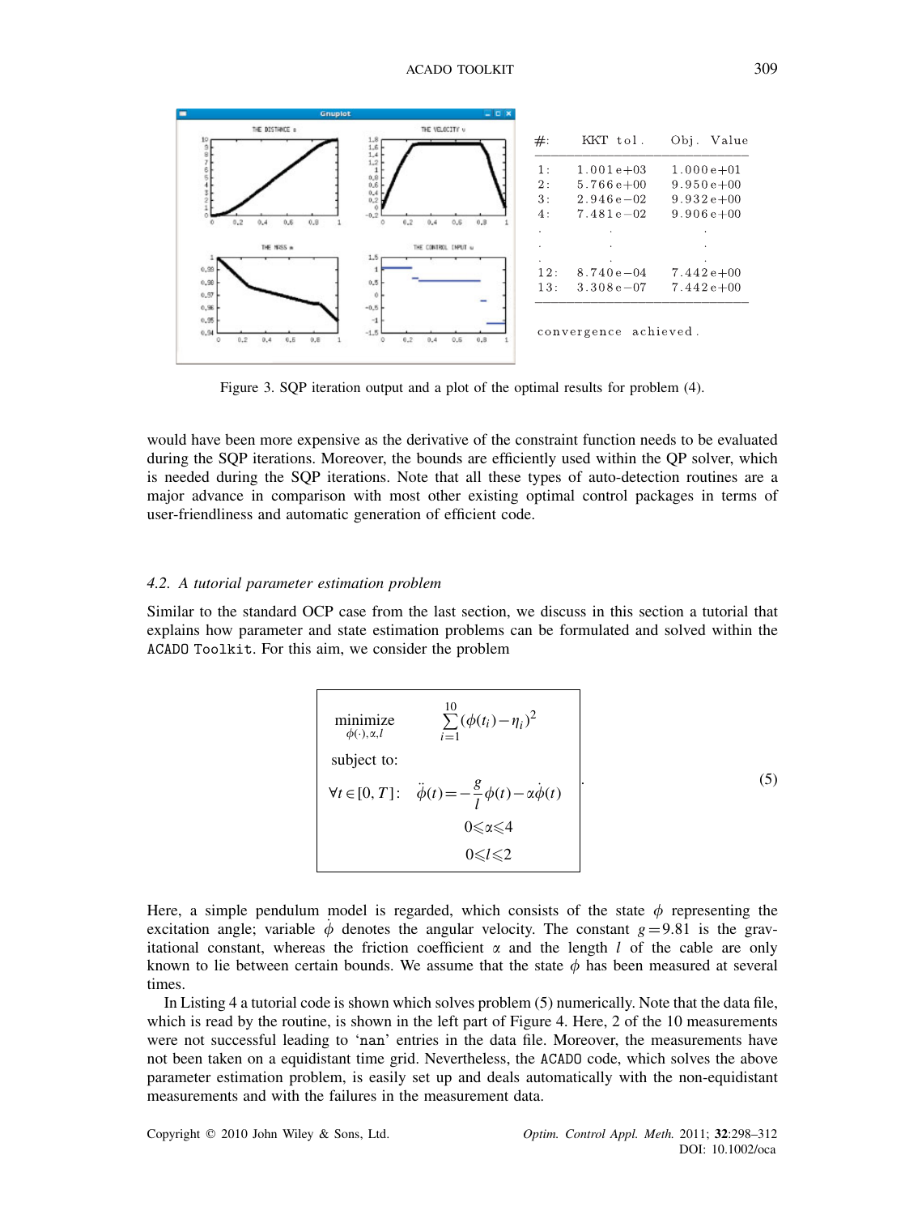| #: | KKT tol. | Obj. Value |
|---|---|---|
| 1: | 1.001e+03 | 1.000e+01 |
| 2: | 5.766e+00 | 9.950e+00 |
| 3: | 2.946e−02 | 9.932e+00 |
| 4: | 7.481e−02 | 9.906e+00 |
| . | . | . |
| . | . | . |
| . | . | . |
| 12: | 8.740e−04 | 7.442e+00 |
| 13: | 3.308e−07 | 7.442e+00 |

convergence achieved.

Figure 3. SQP iteration output and a plot of the optimal results for problem (4).

would have been more expensive as the derivative of the constraint function needs to be evaluated during the SQP iterations. Moreover, the bounds are efficiently used within the QP solver, which is needed during the SQP iterations. Note that all these types of auto-detection routines are a major advance in comparison with most other existing optimal control packages in terms of user-friendliness and automatic generation of efficient code.

### *4.2. A tutorial parameter estimation problem*

Similar to the standard OCP case from the last section, we discuss in this section a tutorial that explains how parameter and state estimation problems can be formulated and solved within the `ACADO Toolkit`. For this aim, we consider the problem

$$
\begin{array}{ll}
\underset{\phi(\cdot),\alpha,l}{\text{minimize}} & \displaystyle\sum_{i=1}^{10} (\phi(t_i) - \eta_i)^2 \\
\text{subject to:} & \\
\forall t \in [0, T]: & \ddot{\phi}(t) = -\dfrac{g}{l}\phi(t) - \alpha\dot{\phi}(t) \\
& 0 \leqslant \alpha \leqslant 4 \\
& 0 \leqslant l \leqslant 2
\end{array}
\quad . \tag{5}
$$

Here, a simple pendulum model is regarded, which consists of the state $\phi$ representing the excitation angle; variable $\dot{\phi}$ denotes the angular velocity. The constant $g = 9.81$ is the gravitational constant, whereas the friction coefficient $\alpha$ and the length $l$ of the cable are only known to lie between certain bounds. We assume that the state $\phi$ has been measured at several times.

In Listing 4 a tutorial code is shown which solves problem (5) numerically. Note that the data file, which is read by the routine, is shown in the left part of Figure 4. Here, 2 of the 10 measurements were not successful leading to '`nan`' entries in the data file. Moreover, the measurements have not been taken on a equidistant time grid. Nevertheless, the `ACADO` code, which solves the above parameter estimation problem, is easily set up and deals automatically with the non-equidistant measurements and with the failures in the measurement data.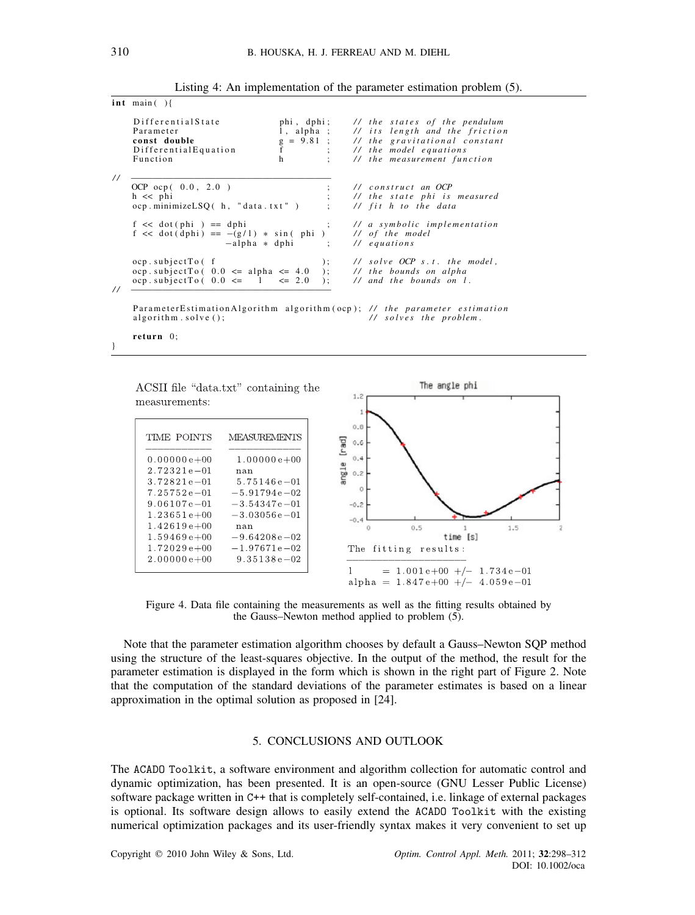Listing 4: An implementation of the parameter estimation problem (5).

```
int main( ){

    DifferentialState          phi, dphi;     // the states of the pendulum
    Parameter                  l, alpha ;     // its length and the friction
    const double               g = 9.81 ;     // the gravitational constant
    DifferentialEquation       f        ;     // the model equations
    Function                   h        ;     // the measurement function

//  ──────────────────────────────────────
    OCP ocp( 0.0, 2.0 )                    ;  // construct an OCP
    h << phi                               ;  // the state phi is measured
    ocp.minimizeLSQ( h, "data.txt" )       ;  // fit h to the data

    f << dot(phi ) == dphi                 ;  // a symbolic implementation
    f << dot(dphi) == -(g/l) * sin( phi )     // of the model
                      -alpha * dphi        ;  // equations

    ocp.subjectTo( f                    );    // solve OCP s.t. the model,
    ocp.subjectTo( 0.0 <= alpha <= 4.0  );    // the bounds on alpha
    ocp.subjectTo( 0.0 <=   l   <= 2.0  );    // and the bounds on l.
//  ──────────────────────────────────────

    ParameterEstimationAlgorithm algorithm(ocp); // the parameter estimation
    algorithm.solve();                          // solves the problem.

    return 0;
}
```

ACSII file "data.txt" containing the measurements:

| TIME POINTS | MEASUREMENTS |
|---|---|
| 0.00000e+00 | 1.00000e+00 |
| 2.72321e−01 | nan |
| 3.72821e−01 | 5.75146e−01 |
| 7.25752e−01 | −5.91794e−02 |
| 9.06107e−01 | −3.54347e−01 |
| 1.23651e+00 | −3.03056e−01 |
| 1.42619e+00 | nan |
| 1.59469e+00 | −9.64208e−02 |
| 1.72029e+00 | −1.97671e−02 |
| 2.00000e+00 | 9.35138e−02 |

```
The fitting results:
──────────────────────
l     = 1.001e+00 +/- 1.734e-01
alpha = 1.847e+00 +/- 4.059e-01
```

Figure 4. Data file containing the measurements as well as the fitting results obtained by the Gauss–Newton method applied to problem (5).

Note that the parameter estimation algorithm chooses by default a Gauss–Newton SQP method using the structure of the least-squares objective. In the output of the method, the result for the parameter estimation is displayed in the form which is shown in the right part of Figure 2. Note that the computation of the standard deviations of the parameter estimates is based on a linear approximation in the optimal solution as proposed in [24].

## 5. CONCLUSIONS AND OUTLOOK

The ACADO Toolkit, a software environment and algorithm collection for automatic control and dynamic optimization, has been presented. It is an open-source (GNU Lesser Public License) software package written in C++ that is completely self-contained, i.e. linkage of external packages is optional. Its software design allows to easily extend the ACADO Toolkit with the existing numerical optimization packages and its user-friendly syntax makes it very convenient to set up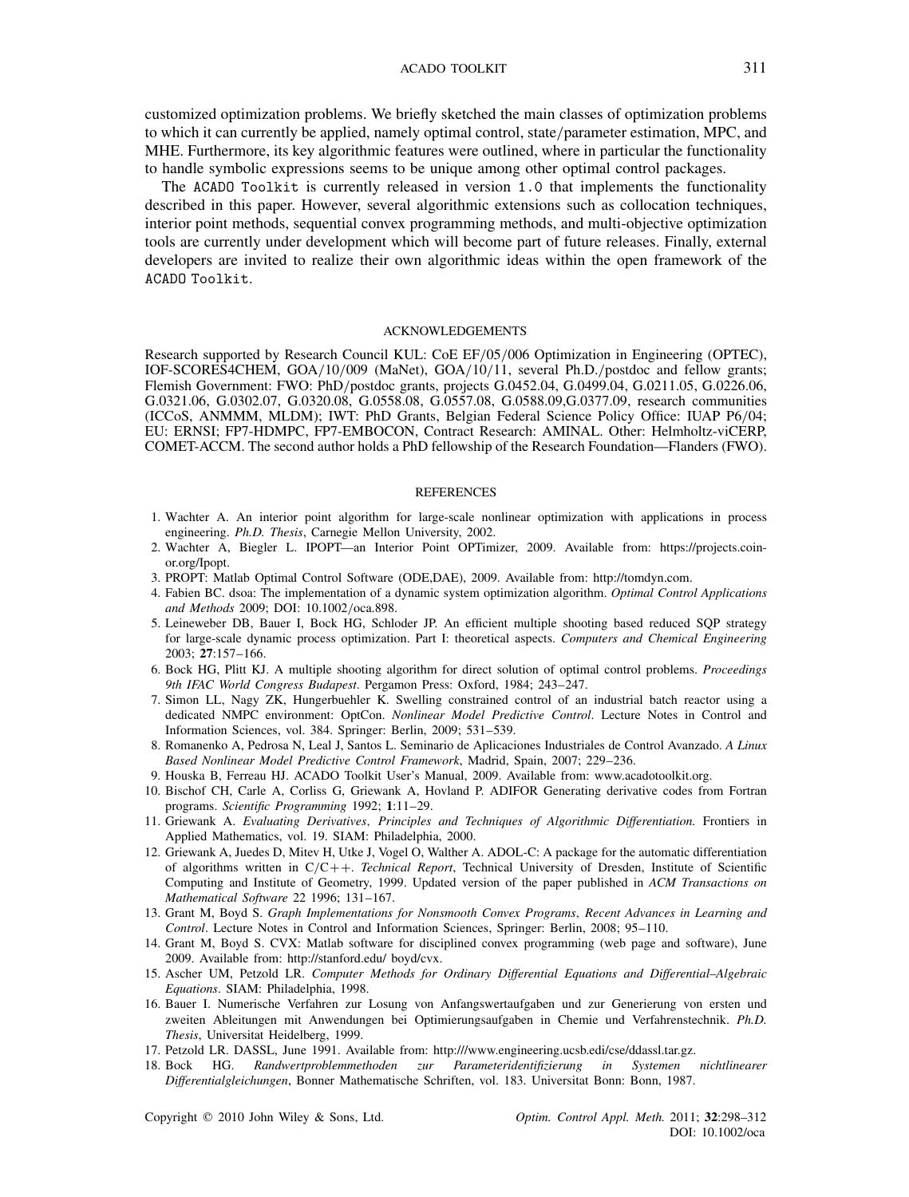customized optimization problems. We briefly sketched the main classes of optimization problems to which it can currently be applied, namely optimal control, state/parameter estimation, MPC, and MHE. Furthermore, its key algorithmic features were outlined, where in particular the functionality to handle symbolic expressions seems to be unique among other optimal control packages.

The `ACADO Toolkit` is currently released in version `1.0` that implements the functionality described in this paper. However, several algorithmic extensions such as collocation techniques, interior point methods, sequential convex programming methods, and multi-objective optimization tools are currently under development which will become part of future releases. Finally, external developers are invited to realize their own algorithmic ideas within the open framework of the `ACADO Toolkit`.

## ACKNOWLEDGEMENTS

Research supported by Research Council KUL: CoE EF/05/006 Optimization in Engineering (OPTEC), IOF-SCORES4CHEM, GOA/10/009 (MaNet), GOA/10/11, several Ph.D./postdoc and fellow grants; Flemish Government: FWO: PhD/postdoc grants, projects G.0452.04, G.0499.04, G.0211.05, G.0226.06, G.0321.06, G.0302.07, G.0320.08, G.0558.08, G.0557.08, G.0588.09,G.0377.09, research communities (ICCoS, ANMMM, MLDM); IWT: PhD Grants, Belgian Federal Science Policy Office: IUAP P6/04; EU: ERNSI; FP7-HDMPC, FP7-EMBOCON, Contract Research: AMINAL. Other: Helmholtz-viCERP, COMET-ACCM. The second author holds a PhD fellowship of the Research Foundation—Flanders (FWO).

## REFERENCES

1. Wachter A. An interior point algorithm for large-scale nonlinear optimization with applications in process engineering. *Ph.D. Thesis*, Carnegie Mellon University, 2002.
2. Wachter A, Biegler L. IPOPT—an Interior Point OPTimizer, 2009. Available from: https://projects.coin-or.org/Ipopt.
3. PROPT: Matlab Optimal Control Software (ODE,DAE), 2009. Available from: http://tomdyn.com.
4. Fabien BC. dsoa: The implementation of a dynamic system optimization algorithm. *Optimal Control Applications and Methods* 2009; DOI: 10.1002/oca.898.
5. Leineweber DB, Bauer I, Bock HG, Schloder JP. An efficient multiple shooting based reduced SQP strategy for large-scale dynamic process optimization. Part I: theoretical aspects. *Computers and Chemical Engineering* 2003; **27**:157–166.
6. Bock HG, Plitt KJ. A multiple shooting algorithm for direct solution of optimal control problems. *Proceedings 9th IFAC World Congress Budapest*. Pergamon Press: Oxford, 1984; 243–247.
7. Simon LL, Nagy ZK, Hungerbuehler K. Swelling constrained control of an industrial batch reactor using a dedicated NMPC environment: OptCon. *Nonlinear Model Predictive Control*. Lecture Notes in Control and Information Sciences, vol. 384. Springer: Berlin, 2009; 531–539.
8. Romanenko A, Pedrosa N, Leal J, Santos L. Seminario de Aplicaciones Industriales de Control Avanzado. *A Linux Based Nonlinear Model Predictive Control Framework*, Madrid, Spain, 2007; 229–236.
9. Houska B, Ferreau HJ. ACADO Toolkit User's Manual, 2009. Available from: www.acadotoolkit.org.
10. Bischof CH, Carle A, Corliss G, Griewank A, Hovland P. ADIFOR Generating derivative codes from Fortran programs. *Scientific Programming* 1992; **1**:11–29.
11. Griewank A. *Evaluating Derivatives*, *Principles and Techniques of Algorithmic Differentiation.* Frontiers in Applied Mathematics, vol. 19. SIAM: Philadelphia, 2000.
12. Griewank A, Juedes D, Mitev H, Utke J, Vogel O, Walther A. ADOL-C: A package for the automatic differentiation of algorithms written in C/C++. *Technical Report*, Technical University of Dresden, Institute of Scientific Computing and Institute of Geometry, 1999. Updated version of the paper published in *ACM Transactions on Mathematical Software* 22 1996; 131–167.
13. Grant M, Boyd S. *Graph Implementations for Nonsmooth Convex Programs*, *Recent Advances in Learning and Control*. Lecture Notes in Control and Information Sciences, Springer: Berlin, 2008; 95–110.
14. Grant M, Boyd S. CVX: Matlab software for disciplined convex programming (web page and software), June 2009. Available from: http://stanford.edu/ boyd/cvx.
15. Ascher UM, Petzold LR. *Computer Methods for Ordinary Differential Equations and Differential–Algebraic Equations*. SIAM: Philadelphia, 1998.
16. Bauer I. Numerische Verfahren zur Losung von Anfangswertaufgaben und zur Generierung von ersten und zweiten Ableitungen mit Anwendungen bei Optimierungsaufgaben in Chemie und Verfahrenstechnik. *Ph.D. Thesis*, Universitat Heidelberg, 1999.
17. Petzold LR. DASSL, June 1991. Available from: http:///www.engineering.ucsb.edu/cse/ddassl.tar.gz.
18. Bock HG. *Randwertproblemmethoden zur Parameteridentifizierung in Systemen nichtlinearer Differentialgleichungen*, Bonner Mathematische Schriften, vol. 183. Universitat Bonn: Bonn, 1987.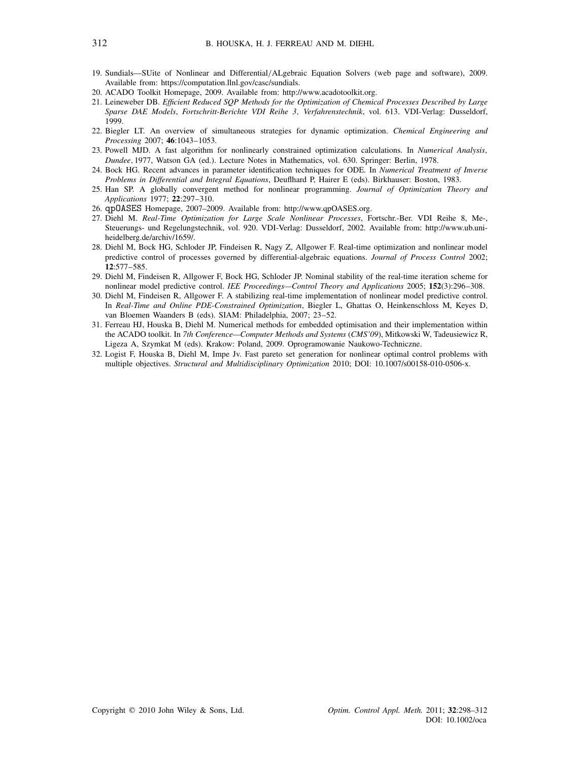19. Sundials—SUite of Nonlinear and Differential/ALgebraic Equation Solvers (web page and software), 2009. Available from: https://computation.llnl.gov/casc/sundials.
20. ACADO Toolkit Homepage, 2009. Available from: http://www.acadotoolkit.org.
21. Leineweber DB. *Efficient Reduced SQP Methods for the Optimization of Chemical Processes Described by Large Sparse DAE Models*, *Fortschritt-Berichte VDI Reihe 3*, *Verfahrenstechnik*, vol. 613. VDI-Verlag: Dusseldorf, 1999.
22. Biegler LT. An overview of simultaneous strategies for dynamic optimization. *Chemical Engineering and Processing* 2007; **46**:1043–1053.
23. Powell MJD. A fast algorithm for nonlinearly constrained optimization calculations. In *Numerical Analysis*, *Dundee*, 1977, Watson GA (ed.). Lecture Notes in Mathematics, vol. 630. Springer: Berlin, 1978.
24. Bock HG. Recent advances in parameter identification techniques for ODE. In *Numerical Treatment of Inverse Problems in Differential and Integral Equations*, Deuflhard P, Hairer E (eds). Birkhauser: Boston, 1983.
25. Han SP. A globally convergent method for nonlinear programming. *Journal of Optimization Theory and Applications* 1977; **22**:297–310.
26. qpOASES Homepage, 2007–2009. Available from: http://www.qpOASES.org.
27. Diehl M. *Real-Time Optimization for Large Scale Nonlinear Processes*, Fortschr.-Ber. VDI Reihe 8, Me-, Steuerungs- und Regelungstechnik, vol. 920. VDI-Verlag: Dusseldorf, 2002. Available from: http://www.ub.uni-heidelberg.de/archiv/1659/.
28. Diehl M, Bock HG, Schloder JP, Findeisen R, Nagy Z, Allgower F. Real-time optimization and nonlinear model predictive control of processes governed by differential-algebraic equations. *Journal of Process Control* 2002; **12**:577–585.
29. Diehl M, Findeisen R, Allgower F, Bock HG, Schloder JP. Nominal stability of the real-time iteration scheme for nonlinear model predictive control. *IEE Proceedings—Control Theory and Applications* 2005; **152**(3):296–308.
30. Diehl M, Findeisen R, Allgower F. A stabilizing real-time implementation of nonlinear model predictive control. In *Real-Time and Online PDE-Constrained Optimization*, Biegler L, Ghattas O, Heinkenschloss M, Keyes D, van Bloemen Waanders B (eds). SIAM: Philadelphia, 2007; 23–52.
31. Ferreau HJ, Houska B, Diehl M. Numerical methods for embedded optimisation and their implementation within the ACADO toolkit. In *7th Conference—Computer Methods and Systems* (*CMS'09*), Mitkowski W, Tadeusiewicz R, Ligeza A, Szymkat M (eds). Krakow: Poland, 2009. Oprogramowanie Naukowo-Techniczne.
32. Logist F, Houska B, Diehl M, Impe Jv. Fast pareto set generation for nonlinear optimal control problems with multiple objectives. *Structural and Multidisciplinary Optimization* 2010; DOI: 10.1007/s00158-010-0506-x.